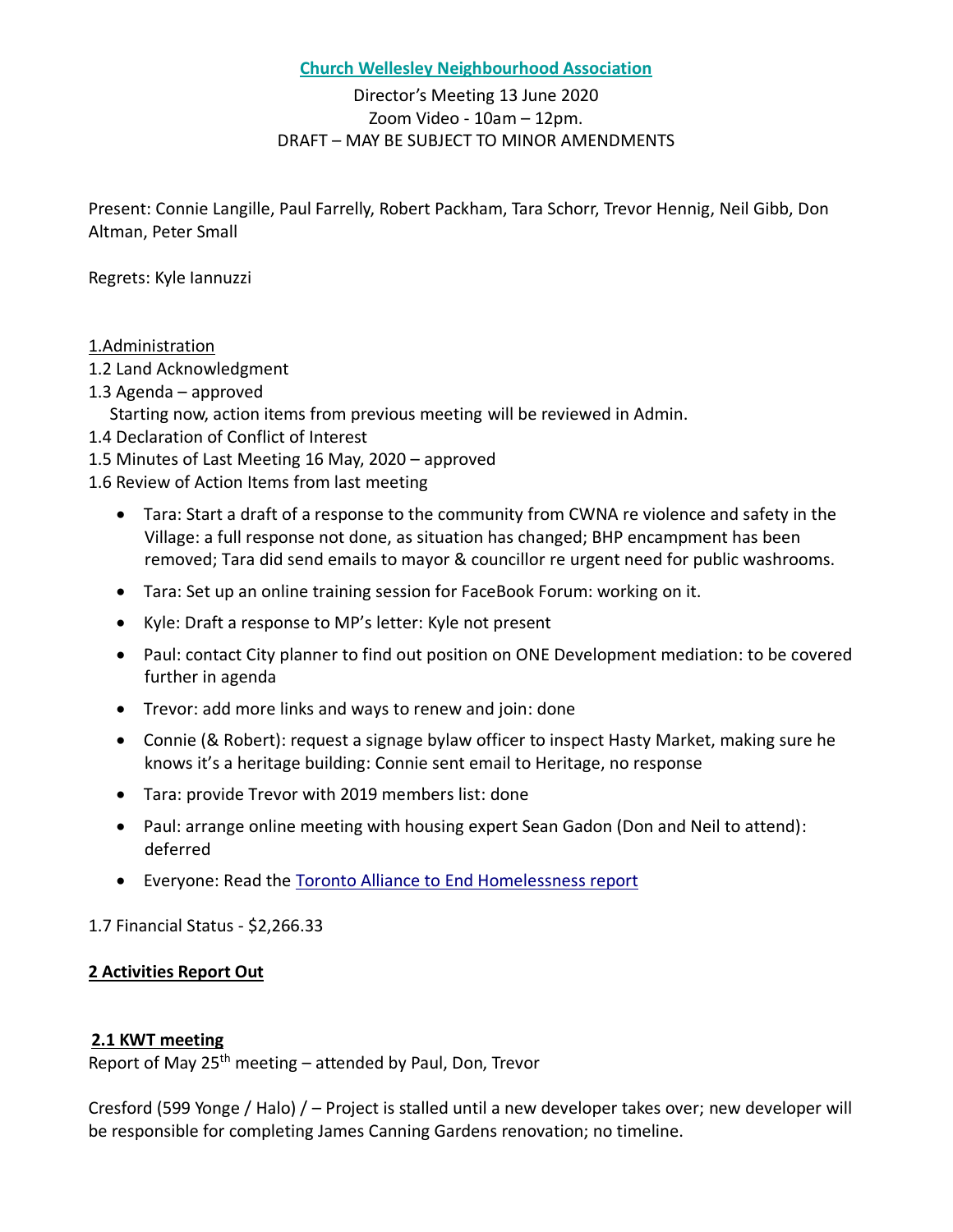# Church Wellesley Neighbourhood Association

Director's Meeting 13 June 2020
Zoom Video - 10am – 12pm.
DRAFT – MAY BE SUBJECT TO MINOR AMENDMENTS

Present: Connie Langille, Paul Farrelly, Robert Packham, Tara Schorr, Trevor Hennig, Neil Gibb, Don Altman, Peter Small

Regrets: Kyle Iannuzzi

1.Administration

1.2 Land Acknowledgment

1.3 Agenda – approved
  Starting now, action items from previous meeting will be reviewed in Admin.

1.4 Declaration of Conflict of Interest

1.5 Minutes of Last Meeting 16 May, 2020 – approved

1.6 Review of Action Items from last meeting

- Tara: Start a draft of a response to the community from CWNA re violence and safety in the Village: a full response not done, as situation has changed; BHP encampment has been removed; Tara did send emails to mayor & councillor re urgent need for public washrooms.
- Tara: Set up an online training session for FaceBook Forum: working on it.
- Kyle: Draft a response to MP's letter: Kyle not present
- Paul: contact City planner to find out position on ONE Development mediation: to be covered further in agenda
- Trevor: add more links and ways to renew and join: done
- Connie (& Robert): request a signage bylaw officer to inspect Hasty Market, making sure he knows it's a heritage building: Connie sent email to Heritage, no response
- Tara: provide Trevor with 2019 members list: done
- Paul: arrange online meeting with housing expert Sean Gadon (Don and Neil to attend): deferred
- Everyone: Read the Toronto Alliance to End Homelessness report

1.7 Financial Status - $2,266.33

## 2 Activities Report Out

### 2.1 KWT meeting

Report of May 25th meeting – attended by Paul, Don, Trevor

Cresford (599 Yonge / Halo) / – Project is stalled until a new developer takes over; new developer will be responsible for completing James Canning Gardens renovation; no timeline.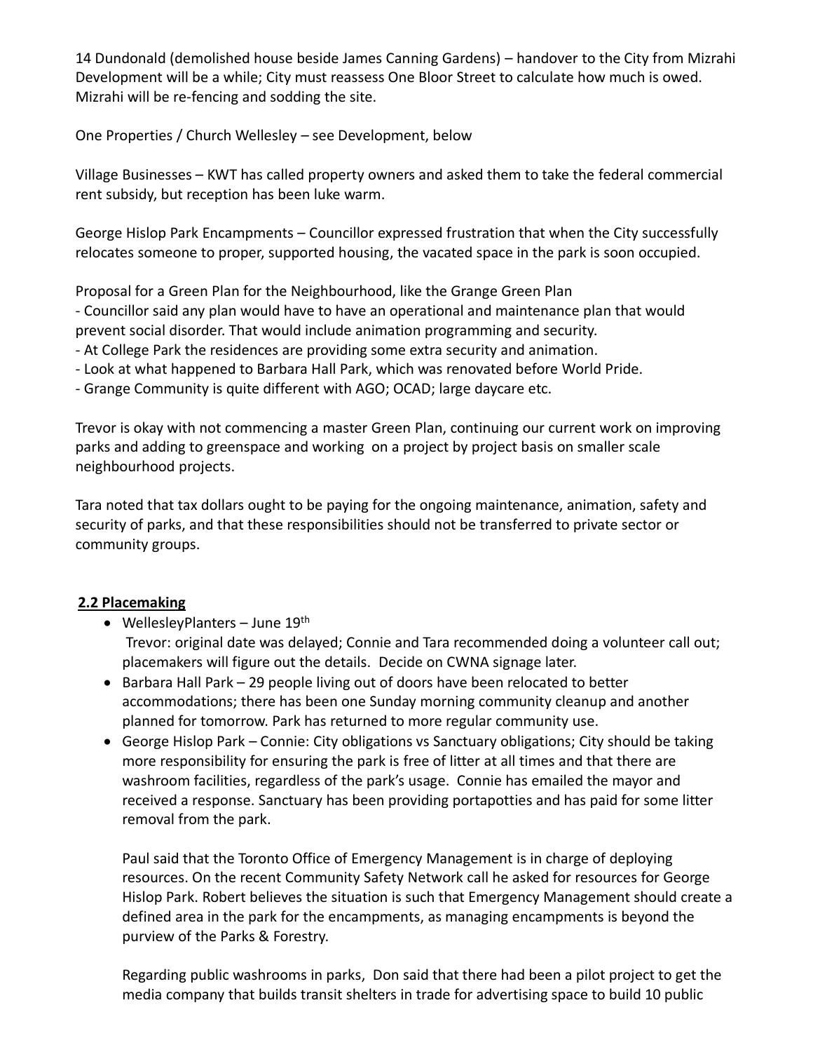14 Dundonald (demolished house beside James Canning Gardens) – handover to the City from Mizrahi Development will be a while; City must reassess One Bloor Street to calculate how much is owed. Mizrahi will be re-fencing and sodding the site.

One Properties / Church Wellesley – see Development, below

Village Businesses – KWT has called property owners and asked them to take the federal commercial rent subsidy, but reception has been luke warm.

George Hislop Park Encampments – Councillor expressed frustration that when the City successfully relocates someone to proper, supported housing, the vacated space in the park is soon occupied.

Proposal for a Green Plan for the Neighbourhood, like the Grange Green Plan
- Councillor said any plan would have to have an operational and maintenance plan that would prevent social disorder. That would include animation programming and security.
- At College Park the residences are providing some extra security and animation.
- Look at what happened to Barbara Hall Park, which was renovated before World Pride.
- Grange Community is quite different with AGO; OCAD; large daycare etc.

Trevor is okay with not commencing a master Green Plan, continuing our current work on improving parks and adding to greenspace and working on a project by project basis on smaller scale neighbourhood projects.

Tara noted that tax dollars ought to be paying for the ongoing maintenance, animation, safety and security of parks, and that these responsibilities should not be transferred to private sector or community groups.

## 2.2 Placemaking

- WellesleyPlanters – June 19th
  Trevor: original date was delayed; Connie and Tara recommended doing a volunteer call out; placemakers will figure out the details. Decide on CWNA signage later.
- Barbara Hall Park – 29 people living out of doors have been relocated to better accommodations; there has been one Sunday morning community cleanup and another planned for tomorrow. Park has returned to more regular community use.
- George Hislop Park – Connie: City obligations vs Sanctuary obligations; City should be taking more responsibility for ensuring the park is free of litter at all times and that there are washroom facilities, regardless of the park's usage. Connie has emailed the mayor and received a response. Sanctuary has been providing portapotties and has paid for some litter removal from the park.

  Paul said that the Toronto Office of Emergency Management is in charge of deploying resources. On the recent Community Safety Network call he asked for resources for George Hislop Park. Robert believes the situation is such that Emergency Management should create a defined area in the park for the encampments, as managing encampments is beyond the purview of the Parks & Forestry.

  Regarding public washrooms in parks, Don said that there had been a pilot project to get the media company that builds transit shelters in trade for advertising space to build 10 public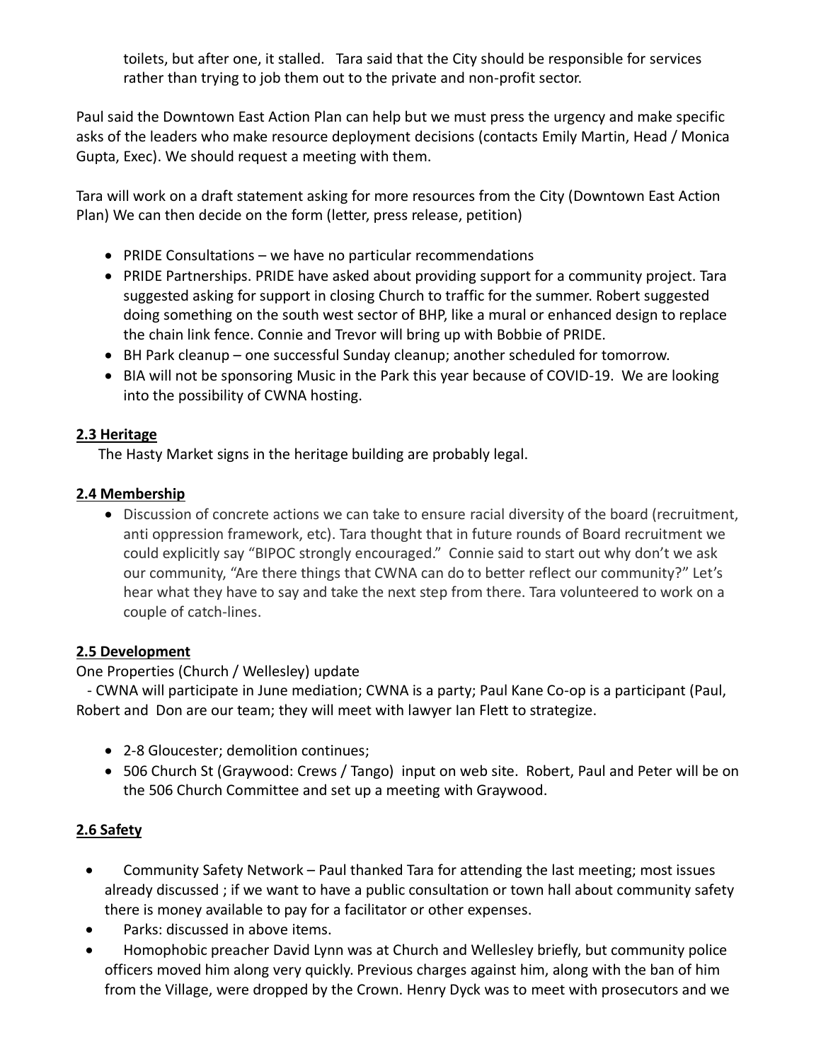toilets, but after one, it stalled.   Tara said that the City should be responsible for services rather than trying to job them out to the private and non-profit sector.

Paul said the Downtown East Action Plan can help but we must press the urgency and make specific asks of the leaders who make resource deployment decisions (contacts Emily Martin, Head / Monica Gupta, Exec). We should request a meeting with them.

Tara will work on a draft statement asking for more resources from the City (Downtown East Action Plan) We can then decide on the form (letter, press release, petition)

- PRIDE Consultations – we have no particular recommendations
- PRIDE Partnerships. PRIDE have asked about providing support for a community project. Tara suggested asking for support in closing Church to traffic for the summer. Robert suggested doing something on the south west sector of BHP, like a mural or enhanced design to replace the chain link fence. Connie and Trevor will bring up with Bobbie of PRIDE.
- BH Park cleanup – one successful Sunday cleanup; another scheduled for tomorrow.
- BIA will not be sponsoring Music in the Park this year because of COVID-19.  We are looking into the possibility of CWNA hosting.

## **2.3 Heritage**

The Hasty Market signs in the heritage building are probably legal.

## **2.4 Membership**

- Discussion of concrete actions we can take to ensure racial diversity of the board (recruitment, anti oppression framework, etc). Tara thought that in future rounds of Board recruitment we could explicitly say "BIPOC strongly encouraged."  Connie said to start out why don't we ask our community, "Are there things that CWNA can do to better reflect our community?" Let's hear what they have to say and take the next step from there. Tara volunteered to work on a couple of catch-lines.

## **2.5 Development**

One Properties (Church / Wellesley) update

 - CWNA will participate in June mediation; CWNA is a party; Paul Kane Co-op is a participant (Paul, Robert and  Don are our team; they will meet with lawyer Ian Flett to strategize.

- 2-8 Gloucester; demolition continues;
- 506 Church St (Graywood: Crews / Tango)  input on web site.  Robert, Paul and Peter will be on the 506 Church Committee and set up a meeting with Graywood.

## **2.6 Safety**

- Community Safety Network – Paul thanked Tara for attending the last meeting; most issues already discussed ; if we want to have a public consultation or town hall about community safety there is money available to pay for a facilitator or other expenses.
- Parks: discussed in above items.
- Homophobic preacher David Lynn was at Church and Wellesley briefly, but community police officers moved him along very quickly. Previous charges against him, along with the ban of him from the Village, were dropped by the Crown. Henry Dyck was to meet with prosecutors and we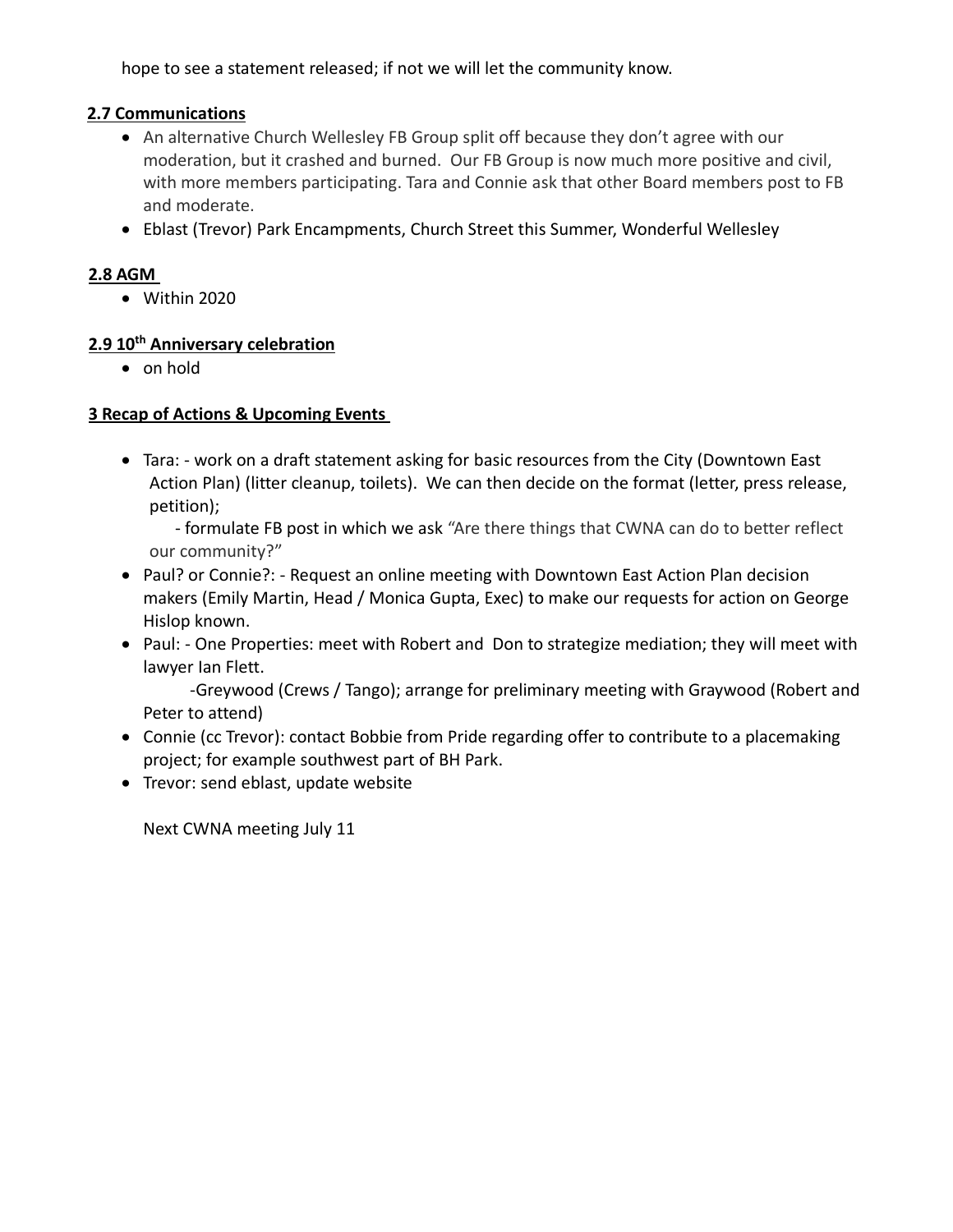hope to see a statement released; if not we will let the community know.

**2.7 Communications**

- An alternative Church Wellesley FB Group split off because they don't agree with our moderation, but it crashed and burned. Our FB Group is now much more positive and civil, with more members participating. Tara and Connie ask that other Board members post to FB and moderate.
- Eblast (Trevor) Park Encampments, Church Street this Summer, Wonderful Wellesley

**2.8 AGM**

- Within 2020

**2.9 10th Anniversary celebration**

- on hold

**3 Recap of Actions & Upcoming Events**

- Tara: - work on a draft statement asking for basic resources from the City (Downtown East Action Plan) (litter cleanup, toilets). We can then decide on the format (letter, press release, petition);

  - formulate FB post in which we ask "Are there things that CWNA can do to better reflect our community?"
- Paul? or Connie?: - Request an online meeting with Downtown East Action Plan decision makers (Emily Martin, Head / Monica Gupta, Exec) to make our requests for action on George Hislop known.
- Paul: - One Properties: meet with Robert and Don to strategize mediation; they will meet with lawyer Ian Flett.

  -Greywood (Crews / Tango); arrange for preliminary meeting with Graywood (Robert and Peter to attend)
- Connie (cc Trevor): contact Bobbie from Pride regarding offer to contribute to a placemaking project; for example southwest part of BH Park.
- Trevor: send eblast, update website

Next CWNA meeting July 11